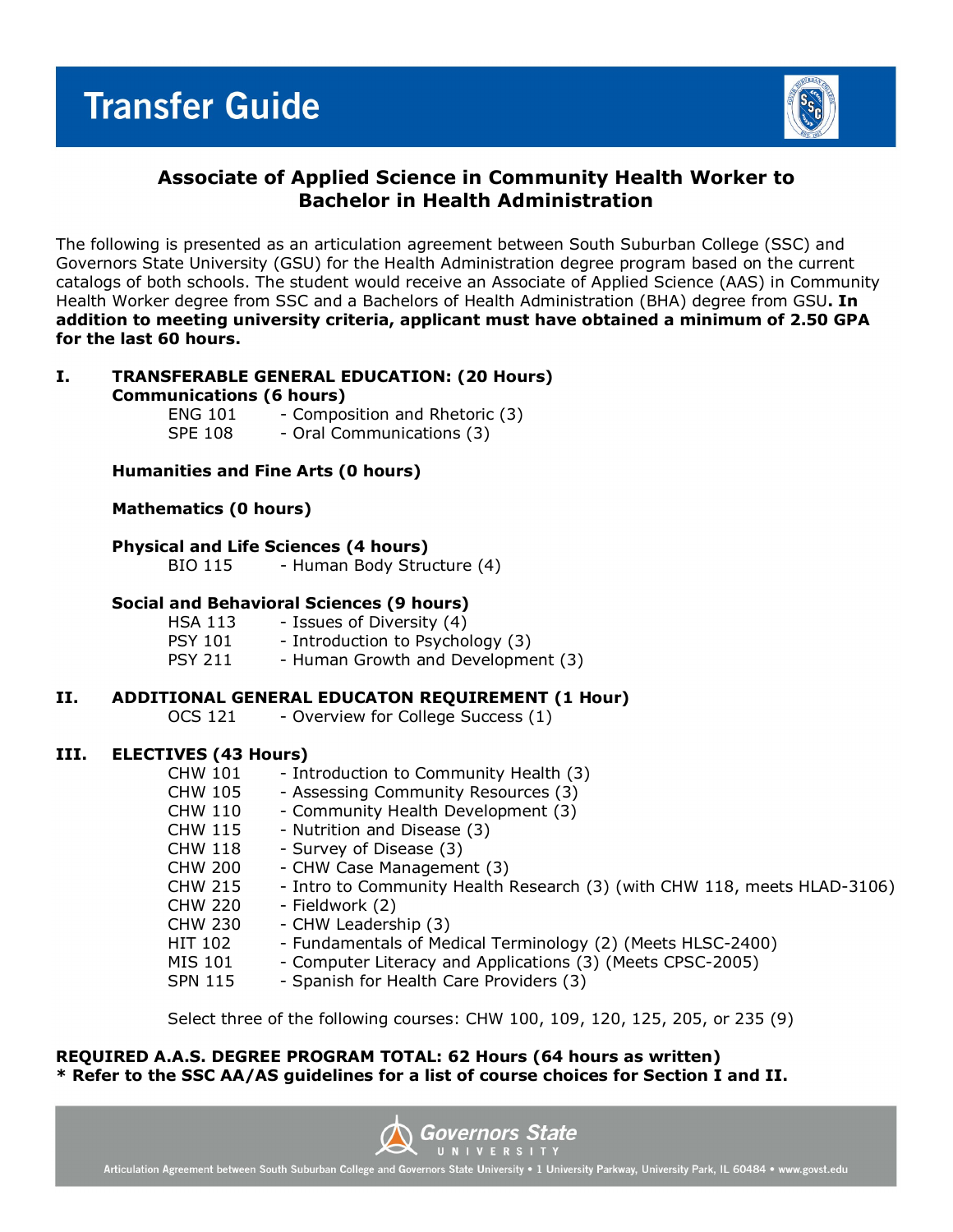# Transfer Guide

## Associate of Applied Science in Community Health Worker to Bachelor in Health Administration

The following is presented as an articulation agreement between South Suburban College (SSC) and Governors State University (GSU) for the Health Administration degree program based on the current catalogs of both schools. The student would receive an Associate of Applied Science (AAS) in Community Health Worker degree from SSC and a Bachelors of Health Administration (BHA) degree from GSU**. In addition to meeting university criteria, applicant must have obtained a minimum of 2.50 GPA for the last 60 hours.**

### I. TRANSFERABLE GENERAL EDUCATION: (20 Hours)

**Communications (6 hours)**

- ENG 101 - Composition and Rhetoric (3)
- SPE 108 - Oral Communications (3)

**Humanities and Fine Arts (0 hours)**

**Mathematics (0 hours)**

**Physical and Life Sciences (4 hours)**

- BIO 115 - Human Body Structure (4)

**Social and Behavioral Sciences (9 hours)**

- HSA 113 - Issues of Diversity (4)
- PSY 101 - Introduction to Psychology (3)
- PSY 211 - Human Growth and Development (3)

### II. ADDITIONAL GENERAL EDUCATON REQUIREMENT (1 Hour)

- OCS 121 - Overview for College Success (1)

### III. ELECTIVES (43 Hours)

- CHW 101 - Introduction to Community Health (3)
- CHW 105 - Assessing Community Resources (3)
- CHW 110 - Community Health Development (3)
- CHW 115 - Nutrition and Disease (3)
- CHW 118 - Survey of Disease (3)
- CHW 200 - CHW Case Management (3)
- CHW 215 - Intro to Community Health Research (3) (with CHW 118, meets HLAD-3106)
- CHW 220 - Fieldwork (2)
- CHW 230 - CHW Leadership (3)
- HIT 102 - Fundamentals of Medical Terminology (2) (Meets HLSC-2400)
- MIS 101 - Computer Literacy and Applications (3) (Meets CPSC-2005)
- SPN 115 - Spanish for Health Care Providers (3)

Select three of the following courses: CHW 100, 109, 120, 125, 205, or 235 (9)

**REQUIRED A.A.S. DEGREE PROGRAM TOTAL: 62 Hours (64 hours as written)**
**\* Refer to the SSC AA/AS guidelines for a list of course choices for Section I and II.**

Governors State University

Articulation Agreement between South Suburban College and Governors State University • 1 University Parkway, University Park, IL 60484 • www.govst.edu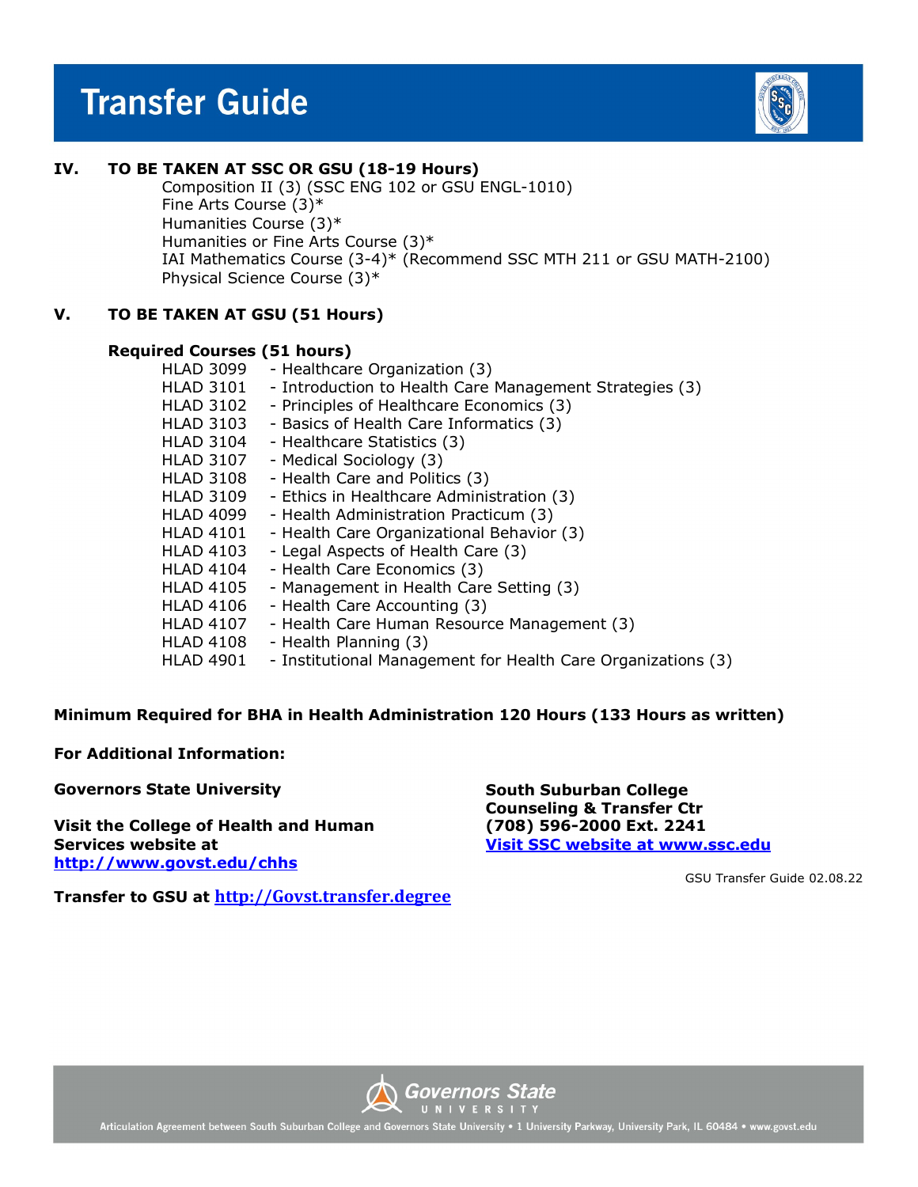# Transfer Guide

## IV. TO BE TAKEN AT SSC OR GSU (18-19 Hours)

Composition II (3) (SSC ENG 102 or GSU ENGL-1010)
Fine Arts Course (3)*
Humanities Course (3)*
Humanities or Fine Arts Course (3)*
IAI Mathematics Course (3-4)* (Recommend SSC MTH 211 or GSU MATH-2100)
Physical Science Course (3)*

## V. TO BE TAKEN AT GSU (51 Hours)

### Required Courses (51 hours)

HLAD 3099 - Healthcare Organization (3)
HLAD 3101 - Introduction to Health Care Management Strategies (3)
HLAD 3102 - Principles of Healthcare Economics (3)
HLAD 3103 - Basics of Health Care Informatics (3)
HLAD 3104 - Healthcare Statistics (3)
HLAD 3107 - Medical Sociology (3)
HLAD 3108 - Health Care and Politics (3)
HLAD 3109 - Ethics in Healthcare Administration (3)
HLAD 4099 - Health Administration Practicum (3)
HLAD 4101 - Health Care Organizational Behavior (3)
HLAD 4103 - Legal Aspects of Health Care (3)
HLAD 4104 - Health Care Economics (3)
HLAD 4105 - Management in Health Care Setting (3)
HLAD 4106 - Health Care Accounting (3)
HLAD 4107 - Health Care Human Resource Management (3)
HLAD 4108 - Health Planning (3)
HLAD 4901 - Institutional Management for Health Care Organizations (3)

**Minimum Required for BHA in Health Administration 120 Hours (133 Hours as written)**

**For Additional Information:**

**Governors State University**

**Visit the College of Health and Human Services website at [http://www.govst.edu/chhs](http://www.govst.edu/chhs)**

**Transfer to GSU at [http://Govst.transfer.degree](http://Govst.transfer.degree)**

**South Suburban College**
**Counseling & Transfer Ctr**
**(708) 596-2000 Ext. 2241**
**[Visit SSC website at www.ssc.edu](www.ssc.edu)**

GSU Transfer Guide 02.08.22

Governors State University

Articulation Agreement between South Suburban College and Governors State University • 1 University Parkway, University Park, IL 60484 • www.govst.edu